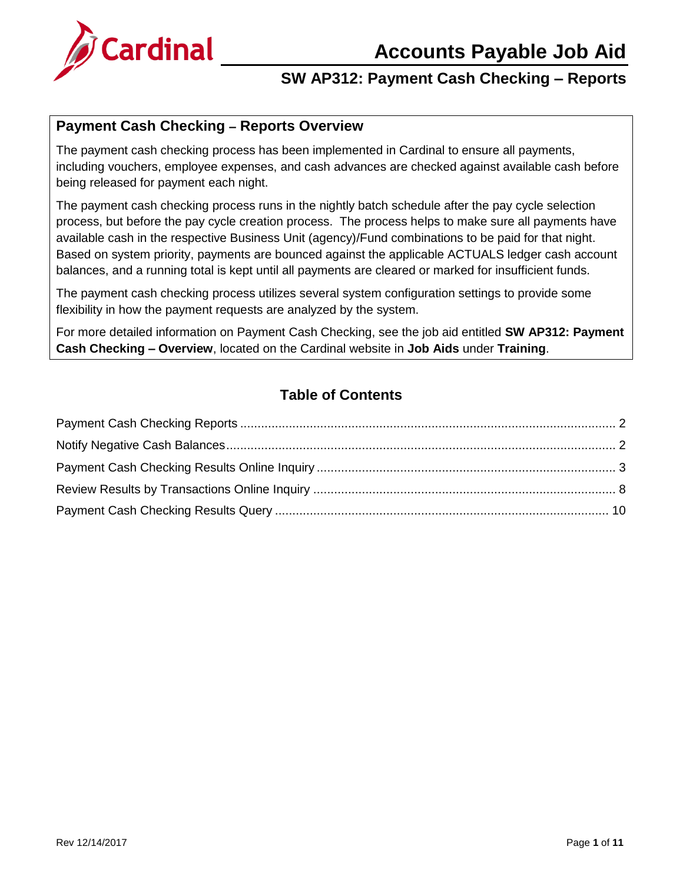# Accounts Payable Job Aid

## SW AP312: Payment Cash Checking – Reports

### Payment Cash Checking – Reports Overview

The payment cash checking process has been implemented in Cardinal to ensure all payments, including vouchers, employee expenses, and cash advances are checked against available cash before being released for payment each night.

The payment cash checking process runs in the nightly batch schedule after the pay cycle selection process, but before the pay cycle creation process. The process helps to make sure all payments have available cash in the respective Business Unit (agency)/Fund combinations to be paid for that night. Based on system priority, payments are bounced against the applicable ACTUALS ledger cash account balances, and a running total is kept until all payments are cleared or marked for insufficient funds.

The payment cash checking process utilizes several system configuration settings to provide some flexibility in how the payment requests are analyzed by the system.

For more detailed information on Payment Cash Checking, see the job aid entitled **SW AP312: Payment Cash Checking – Overview**, located on the Cardinal website in **Job Aids** under **Training**.

### Table of Contents

Payment Cash Checking Reports ........ 2
Notify Negative Cash Balances ........ 2
Payment Cash Checking Results Online Inquiry ........ 3
Review Results by Transactions Online Inquiry ........ 8
Payment Cash Checking Results Query ........ 10

Rev 12/14/2017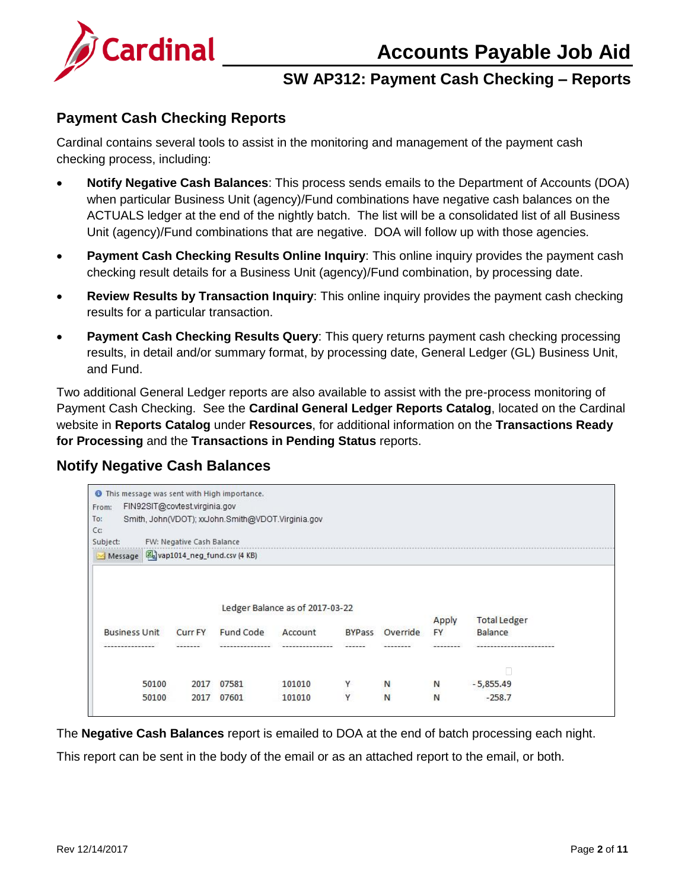## Payment Cash Checking Reports

Cardinal contains several tools to assist in the monitoring and management of the payment cash checking process, including:

- **Notify Negative Cash Balances**: This process sends emails to the Department of Accounts (DOA) when particular Business Unit (agency)/Fund combinations have negative cash balances on the ACTUALS ledger at the end of the nightly batch. The list will be a consolidated list of all Business Unit (agency)/Fund combinations that are negative. DOA will follow up with those agencies.
- **Payment Cash Checking Results Online Inquiry**: This online inquiry provides the payment cash checking result details for a Business Unit (agency)/Fund combination, by processing date.
- **Review Results by Transaction Inquiry**: This online inquiry provides the payment cash checking results for a particular transaction.
- **Payment Cash Checking Results Query**: This query returns payment cash checking processing results, in detail and/or summary format, by processing date, General Ledger (GL) Business Unit, and Fund.

Two additional General Ledger reports are also available to assist with the pre-process monitoring of Payment Cash Checking. See the **Cardinal General Ledger Reports Catalog**, located on the Cardinal website in **Reports Catalog** under **Resources**, for additional information on the **Transactions Ready for Processing** and the **Transactions in Pending Status** reports.

## Notify Negative Cash Balances

This message was sent with High importance.
From: FIN92SIT@covtest.virginia.gov
To: Smith, John(VDOT); xxJohn.Smith@VDOT.Virginia.gov
Cc:
Subject: FW: Negative Cash Balance
Message | vap1014_neg_fund.csv (4 KB)

Ledger Balance as of 2017-03-22

| Business Unit | Curr FY | Fund Code | Account | BYPass | Override | Apply FY | Total Ledger Balance |
|---|---|---|---|---|---|---|---|
| 50100 | 2017 | 07581 | 101010 | Y | N | N | -5,855.49 |
| 50100 | 2017 | 07601 | 101010 | Y | N | N | -258.7 |

The **Negative Cash Balances** report is emailed to DOA at the end of batch processing each night.

This report can be sent in the body of the email or as an attached report to the email, or both.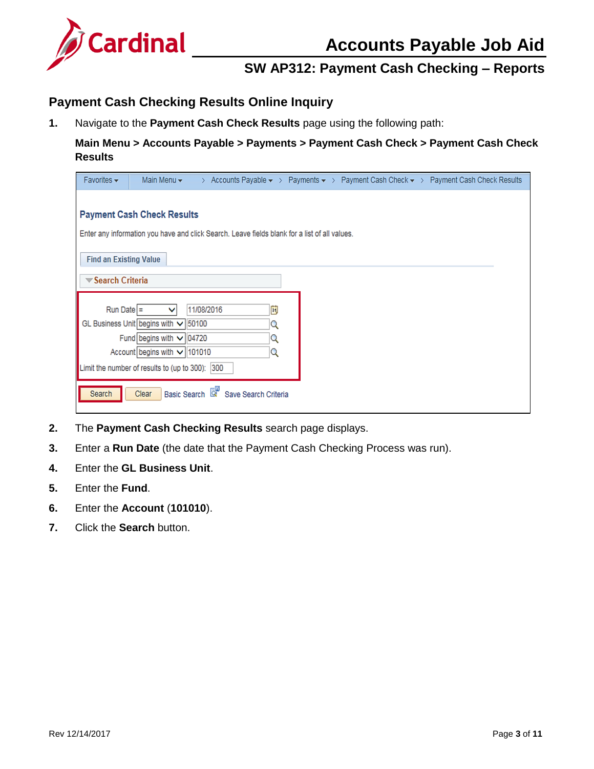## Payment Cash Checking Results Online Inquiry

1. Navigate to the **Payment Cash Check Results** page using the following path:

   **Main Menu > Accounts Payable > Payments > Payment Cash Check > Payment Cash Check Results**

2. The **Payment Cash Checking Results** search page displays.
3. Enter a **Run Date** (the date that the Payment Cash Checking Process was run).
4. Enter the **GL Business Unit**.
5. Enter the **Fund**.
6. Enter the **Account** (**101010**).
7. Click the **Search** button.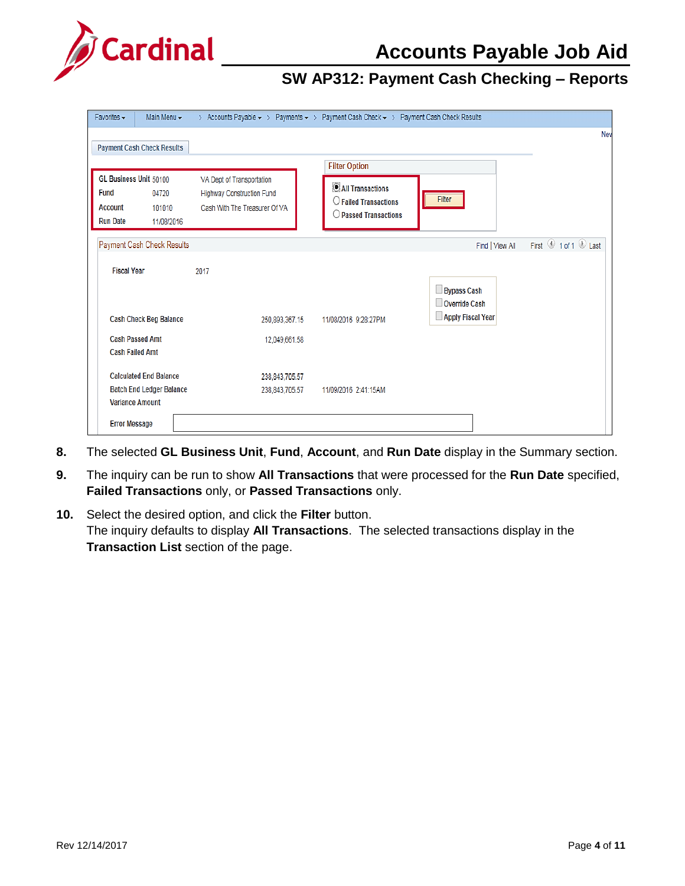Favorites ▾ | Main Menu ▾ | > Accounts Payable ▾ > Payments ▾ > Payment Cash Check ▾ > Payment Cash Check Results

Payment Cash Check Results

| | | |
|---|---|---|
| GL Business Unit | 50100 | VA Dept of Transportation |
| Fund | 04720 | Highway Construction Fund |
| Account | 101010 | Cash With The Treasurer Of VA |
| Run Date | 11/09/2016 | |

Filter Option

- (•) All Transactions
- ( ) Failed Transactions
- ( ) Passed Transactions

[Filter]

Payment Cash Check Results — Find | View All — First 1 of 1 Last

Fiscal Year 2017

- [ ] Bypass Cash
- [ ] Override Cash
- [ ] Apply Fiscal Year

| | | |
|---|---|---|
| Cash Check Beg Balance | 250,893,367.15 | 11/08/2016 9:23:27PM |
| Cash Passed Amt | 12,049,661.58 | |
| Cash Failed Amt | | |
| Calculated End Balance | 238,843,705.57 | |
| Batch End Ledger Balance | 238,843,705.57 | 11/09/2016 2:41:15AM |
| Variance Amount | | |

Error Message

8. The selected **GL Business Unit**, **Fund**, **Account**, and **Run Date** display in the Summary section.
9. The inquiry can be run to show **All Transactions** that were processed for the **Run Date** specified, **Failed Transactions** only, or **Passed Transactions** only.
10. Select the desired option, and click the **Filter** button.
    The inquiry defaults to display **All Transactions**. The selected transactions display in the **Transaction List** section of the page.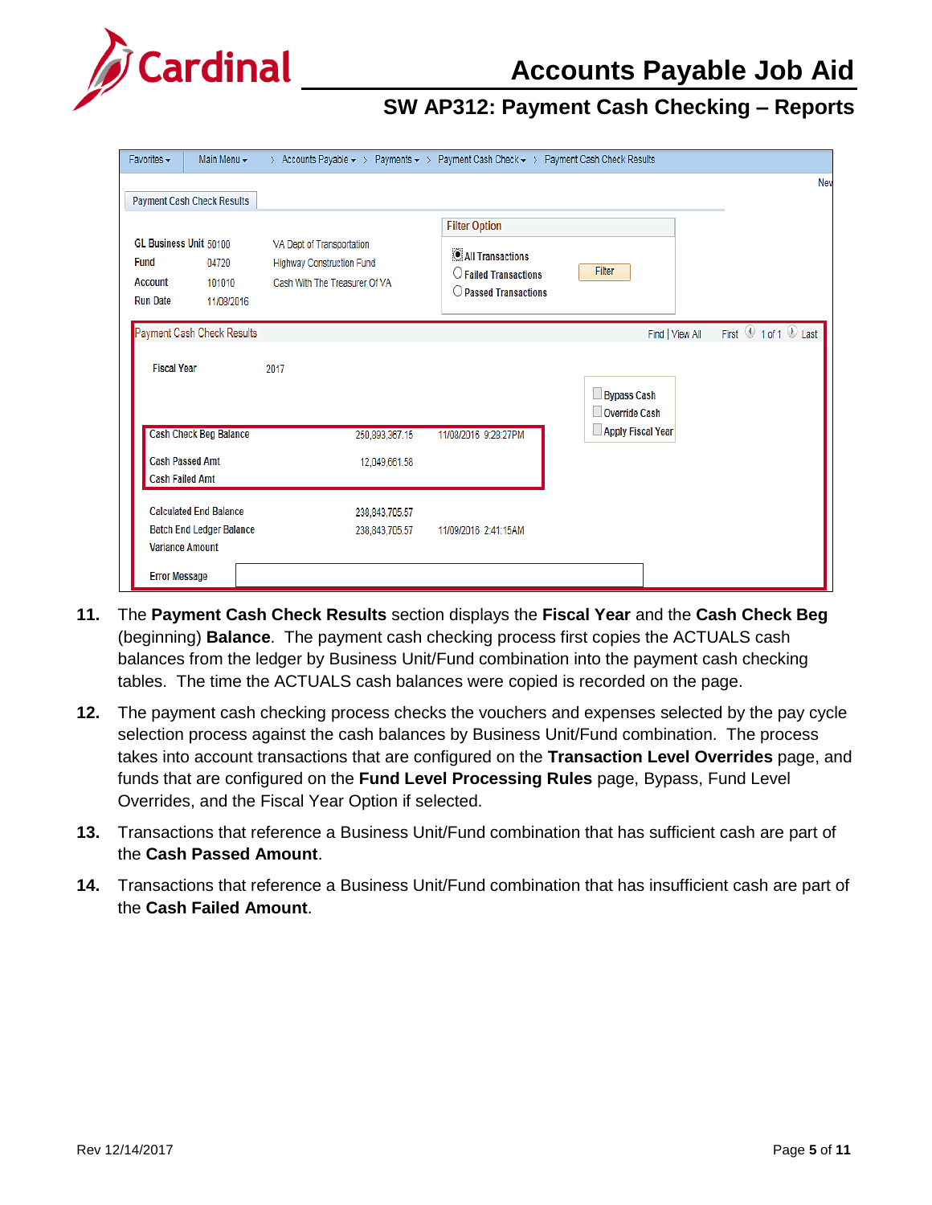Favorites ▾ | Main Menu ▾ | › Accounts Payable ▾ › Payments ▾ › Payment Cash Check ▾ › Payment Cash Check Results

Payment Cash Check Results

| | | |
|---|---|---|
| GL Business Unit | 50100 | VA Dept of Transportation |
| Fund | 04720 | Highway Construction Fund |
| Account | 101010 | Cash With The Treasurer Of VA |
| Run Date | 11/08/2016 | |

Filter Option

- All Transactions
- Failed Transactions
- Passed Transactions

Filter

Payment Cash Check Results — Find | View All — First 1 of 1 Last

Fiscal Year 2017

- Bypass Cash
- Override Cash
- Apply Fiscal Year

| | | |
|---|---|---|
| Cash Check Beg Balance | 250,893,367.15 | 11/08/2016 9:28:27PM |
| Cash Passed Amt | 12,049,661.58 | |
| Cash Failed Amt | | |
| Calculated End Balance | 238,843,705.57 | |
| Batch End Ledger Balance | 238,843,705.57 | 11/09/2016 2:41:15AM |
| Variance Amount | | |
| Error Message | | |

11. The **Payment Cash Check Results** section displays the **Fiscal Year** and the **Cash Check Beg** (beginning) **Balance**. The payment cash checking process first copies the ACTUALS cash balances from the ledger by Business Unit/Fund combination into the payment cash checking tables. The time the ACTUALS cash balances were copied is recorded on the page.

12. The payment cash checking process checks the vouchers and expenses selected by the pay cycle selection process against the cash balances by Business Unit/Fund combination. The process takes into account transactions that are configured on the **Transaction Level Overrides** page, and funds that are configured on the **Fund Level Processing Rules** page, Bypass, Fund Level Overrides, and the Fiscal Year Option if selected.

13. Transactions that reference a Business Unit/Fund combination that has sufficient cash are part of the **Cash Passed Amount**.

14. Transactions that reference a Business Unit/Fund combination that has insufficient cash are part of the **Cash Failed Amount**.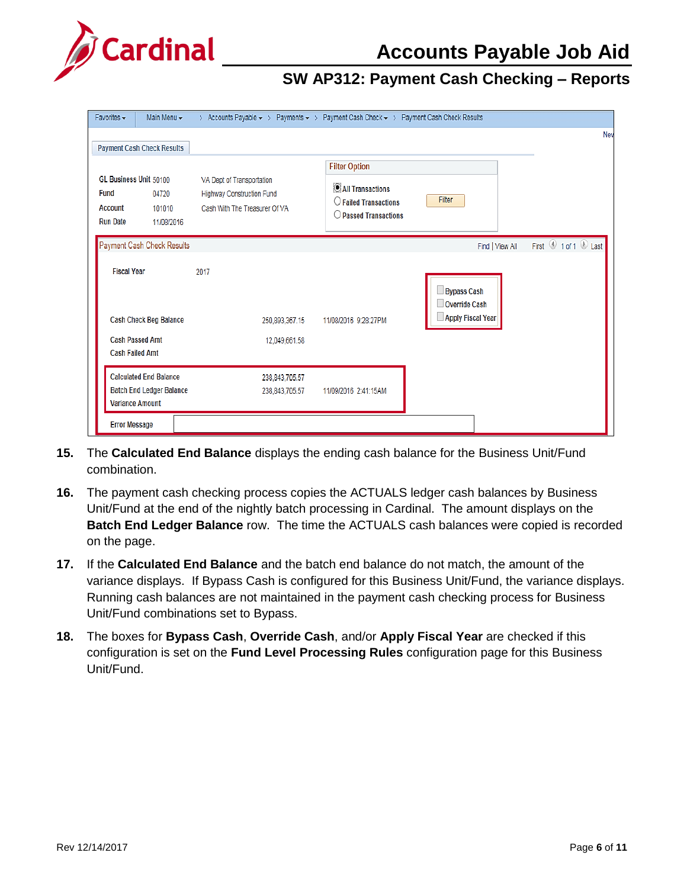15. The **Calculated End Balance** displays the ending cash balance for the Business Unit/Fund combination.

16. The payment cash checking process copies the ACTUALS ledger cash balances by Business Unit/Fund at the end of the nightly batch processing in Cardinal. The amount displays on the **Batch End Ledger Balance** row. The time the ACTUALS cash balances were copied is recorded on the page.

17. If the **Calculated End Balance** and the batch end balance do not match, the amount of the variance displays. If Bypass Cash is configured for this Business Unit/Fund, the variance displays. Running cash balances are not maintained in the payment cash checking process for Business Unit/Fund combinations set to Bypass.

18. The boxes for **Bypass Cash**, **Override Cash**, and/or **Apply Fiscal Year** are checked if this configuration is set on the **Fund Level Processing Rules** configuration page for this Business Unit/Fund.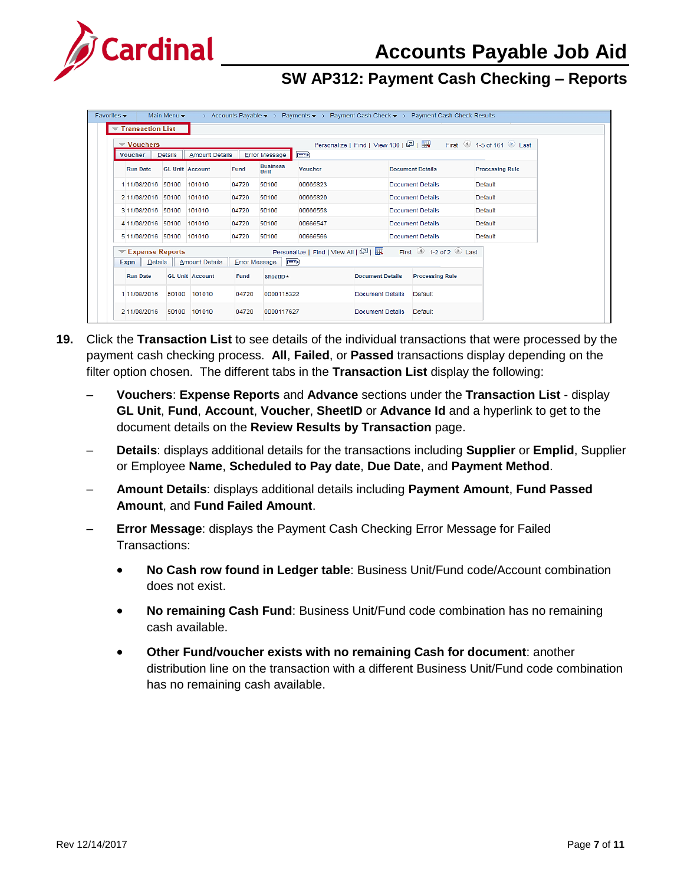# Accounts Payable Job Aid

## SW AP312: Payment Cash Checking – Reports

**Transaction List**

**Vouchers**

| | Run Date | GL Unit | Account | Fund | Business Unit | Voucher | Document Details | Processing Rule |
|---|---|---|---|---|---|---|---|---|
| 1 | 11/08/2016 | 50100 | 101010 | 04720 | 50100 | 00665823 | Document Details | Default |
| 2 | 11/08/2016 | 50100 | 101010 | 04720 | 50100 | 00665820 | Document Details | Default |
| 3 | 11/08/2016 | 50100 | 101010 | 04720 | 50100 | 00666558 | Document Details | Default |
| 4 | 11/08/2016 | 50100 | 101010 | 04720 | 50100 | 00666547 | Document Details | Default |
| 5 | 11/08/2016 | 50100 | 101010 | 04720 | 50100 | 00666566 | Document Details | Default |

**Expense Reports**

| | Run Date | GL Unit | Account | Fund | SheetID | Document Details | Processing Rule |
|---|---|---|---|---|---|---|---|
| 1 | 11/08/2016 | 50100 | 101010 | 04720 | 0000115322 | Document Details | Default |
| 2 | 11/08/2016 | 50100 | 101010 | 04720 | 0000117627 | Document Details | Default |

**19.** Click the **Transaction List** to see details of the individual transactions that were processed by the payment cash checking process. **All**, **Failed**, or **Passed** transactions display depending on the filter option chosen. The different tabs in the **Transaction List** display the following:

- **Vouchers**: **Expense Reports** and **Advance** sections under the **Transaction List** - display **GL Unit**, **Fund**, **Account**, **Voucher**, **SheetID** or **Advance Id** and a hyperlink to get to the document details on the **Review Results by Transaction** page.
- **Details**: displays additional details for the transactions including **Supplier** or **Emplid**, Supplier or Employee **Name**, **Scheduled to Pay date**, **Due Date**, and **Payment Method**.
- **Amount Details**: displays additional details including **Payment Amount**, **Fund Passed Amount**, and **Fund Failed Amount**.
- **Error Message**: displays the Payment Cash Checking Error Message for Failed Transactions:
  - **No Cash row found in Ledger table**: Business Unit/Fund code/Account combination does not exist.
  - **No remaining Cash Fund**: Business Unit/Fund code combination has no remaining cash available.
  - **Other Fund/voucher exists with no remaining Cash for document**: another distribution line on the transaction with a different Business Unit/Fund code combination has no remaining cash available.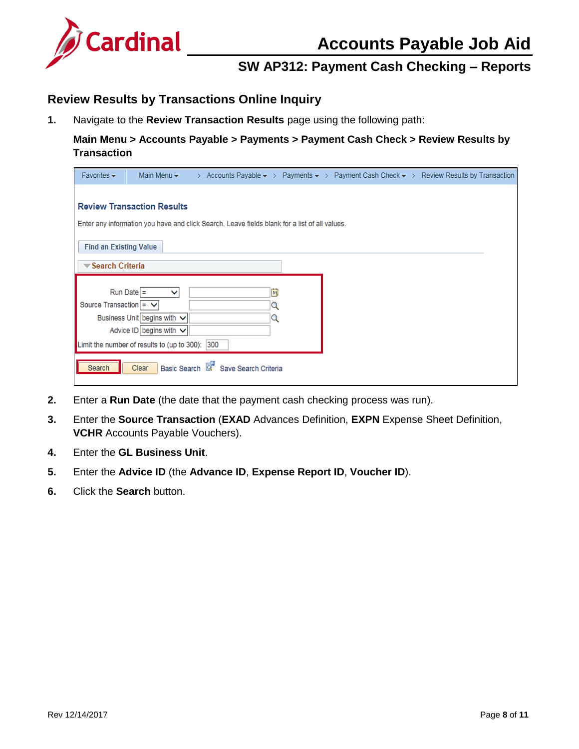## Review Results by Transactions Online Inquiry

1. Navigate to the **Review Transaction Results** page using the following path:

   **Main Menu > Accounts Payable > Payments > Payment Cash Check > Review Results by Transaction**

2. Enter a **Run Date** (the date that the payment cash checking process was run).
3. Enter the **Source Transaction** (**EXAD** Advances Definition, **EXPN** Expense Sheet Definition, **VCHR** Accounts Payable Vouchers).
4. Enter the **GL Business Unit**.
5. Enter the **Advice ID** (the **Advance ID**, **Expense Report ID**, **Voucher ID**).
6. Click the **Search** button.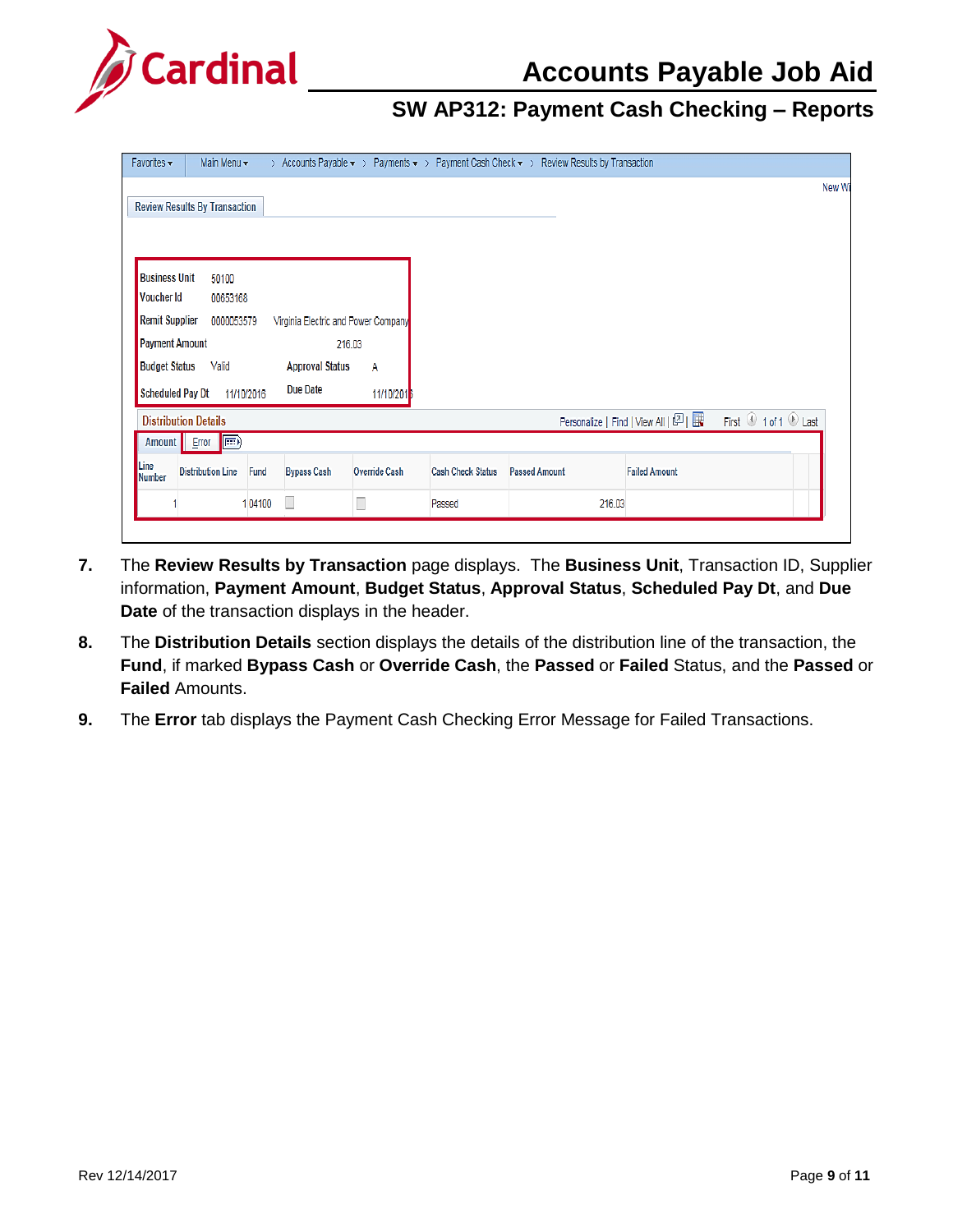Favorites ▾ Main Menu ▾ > Accounts Payable ▾ > Payments ▾ > Payment Cash Check ▾ > Review Results by Transaction

Review Results By Transaction

| | | | | |
|---|---|---|---|---|
| Business Unit | 50100 | | | |
| Voucher Id | 00653168 | | | |
| Remit Supplier | 0000053579 | Virginia Electric and Power Company | | |
| Payment Amount | | 216.03 | | |
| Budget Status | Valid | Approval Status | A | |
| Scheduled Pay Dt | 11/10/2016 | Due Date | 11/10/2016 | |

Distribution Details

Amount | Error

| Line Number | Distribution Line | Fund | Bypass Cash | Override Cash | Cash Check Status | Passed Amount | Failed Amount |
|---|---|---|---|---|---|---|---|
| 1 | 1 | 04100 | ☐ | ☐ | Passed | 216.03 | |

7. The **Review Results by Transaction** page displays. The **Business Unit**, Transaction ID, Supplier information, **Payment Amount**, **Budget Status**, **Approval Status**, **Scheduled Pay Dt**, and **Due Date** of the transaction displays in the header.

8. The **Distribution Details** section displays the details of the distribution line of the transaction, the **Fund**, if marked **Bypass Cash** or **Override Cash**, the **Passed** or **Failed** Status, and the **Passed** or **Failed** Amounts.

9. The **Error** tab displays the Payment Cash Checking Error Message for Failed Transactions.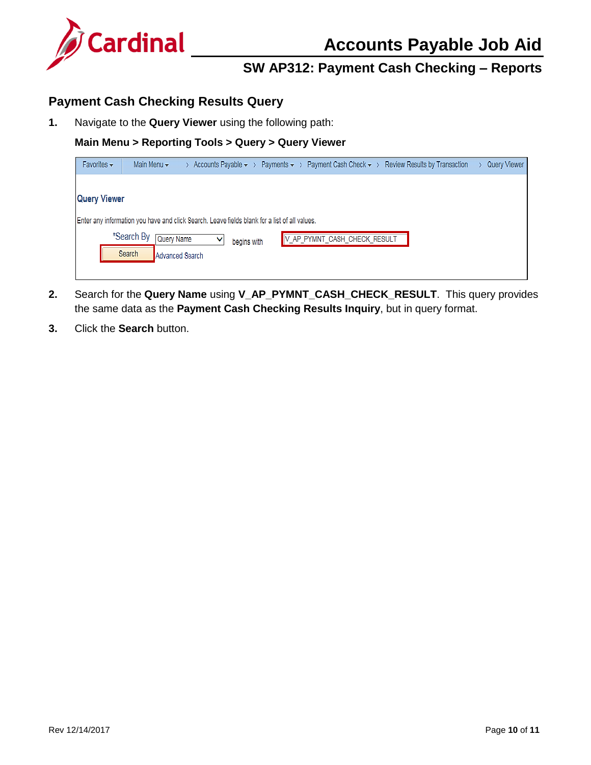## Payment Cash Checking Results Query

1. Navigate to the **Query Viewer** using the following path:

   **Main Menu > Reporting Tools > Query > Query Viewer**

2. Search for the **Query Name** using **V_AP_PYMNT_CASH_CHECK_RESULT**. This query provides the same data as the **Payment Cash Checking Results Inquiry**, but in query format.

3. Click the **Search** button.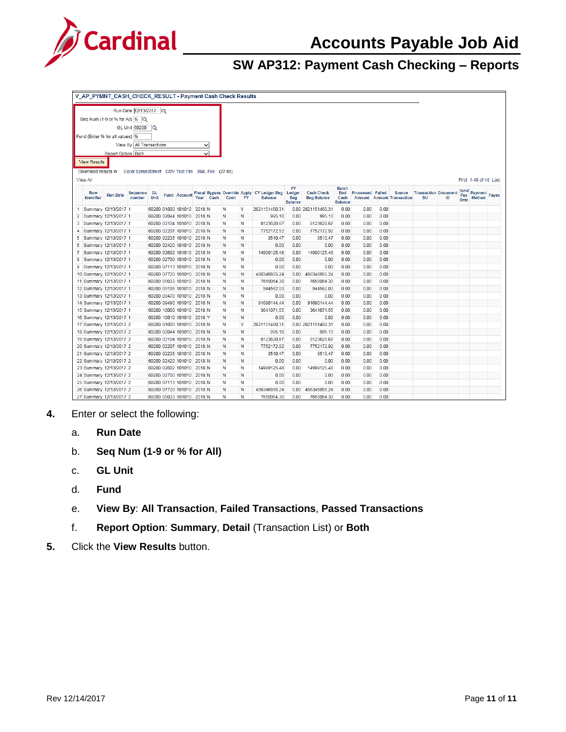V_AP_PYMNT_CASH_CHECK_RESULT - Payment Cash Check Results

Run Date 12/13/2017
Seq Num (1-9 or % for All) %
GL Unit 60200
Fund (Enter % for all values) %
View By All Transactions
Report Option Both

View Results

Download results in : Excel SpreadSheet CSV Text File XML File (27 kb)

View All

First 1-48 of 48 Last

| | Row Identifier | Run Date | Sequence number | GL Unit | Fund | Account | Fiscal Year | Bypass Cash | Override Cash | Apply FY | CY Ledger Beg Balance | PY Ledger Beg Balance | Cash Check Beg Balance | Batch End Cash Balance | Processed Amount | Failed Amount | Source Transaction | Transaction BU | Document ID | Schd Pay Date | Payment Method | Payee |
|---|---|---|---|---|---|---|---|---|---|---|---|---|---|---|---|---|---|---|---|---|---|---|
| 1 | Summary | 12/13/2017 | 1 | 60200 | 01000 | 101010 | 2018 | N | N | Y | 2821151460.31 | 0.00 | 2821151460.31 | 0.00 | 0.00 | 0.00 | | | | | | |
| 2 | Summary | 12/13/2017 | 1 | 60200 | 02044 | 101010 | 2018 | N | N | N | 995.10 | 0.00 | 995.10 | 0.00 | 0.00 | 0.00 | | | | | | |
| 3 | Summary | 12/13/2017 | 1 | 60200 | 02104 | 101010 | 2018 | N | N | N | 8123620.67 | 0.00 | 8123620.67 | 0.00 | 0.00 | 0.00 | | | | | | |
| 4 | Summary | 12/13/2017 | 1 | 60200 | 02207 | 101010 | 2018 | N | N | N | 7752172.92 | 0.00 | 7752172.92 | 0.00 | 0.00 | 0.00 | | | | | | |
| 5 | Summary | 12/13/2017 | 1 | 60200 | 02235 | 101010 | 2018 | N | N | N | 3510.47 | 0.00 | 3510.47 | 0.00 | 0.00 | 0.00 | | | | | | |
| 6 | Summary | 12/13/2017 | 1 | 60200 | 02420 | 101010 | 2018 | N | N | N | 0.00 | 0.00 | 0.00 | 0.00 | 0.00 | 0.00 | | | | | | |
| 7 | Summary | 12/13/2017 | 1 | 60200 | 02602 | 101010 | 2018 | N | N | N | 14999125.48 | 0.00 | 14999125.48 | 0.00 | 0.00 | 0.00 | | | | | | |
| 8 | Summary | 12/13/2017 | 1 | 60200 | 02700 | 101010 | 2018 | N | N | N | 0.00 | 0.00 | 0.00 | 0.00 | 0.00 | 0.00 | | | | | | |
| 9 | Summary | 12/13/2017 | 1 | 60200 | 07113 | 101010 | 2018 | N | N | N | 0.00 | 0.00 | 0.00 | 0.00 | 0.00 | 0.00 | | | | | | |
| 10 | Summary | 12/13/2017 | 1 | 60200 | 07720 | 101010 | 2018 | N | N | N | 486346855.24 | 0.00 | 486346855.24 | 0.00 | 0.00 | 0.00 | | | | | | |
| 11 | Summary | 12/13/2017 | 1 | 60200 | 09033 | 101010 | 2018 | N | N | N | 7659064.30 | 0.00 | 7659064.30 | 0.00 | 0.00 | 0.00 | | | | | | |
| 12 | Summary | 12/13/2017 | 1 | 60200 | 09105 | 101010 | 2018 | N | N | N | 944562.03 | 0.00 | 944562.03 | 0.00 | 0.00 | 0.00 | | | | | | |
| 13 | Summary | 12/13/2017 | 1 | 60200 | 09470 | 101010 | 2018 | N | N | N | 0.00 | 0.00 | 0.00 | 0.00 | 0.00 | 0.00 | | | | | | |
| 14 | Summary | 12/13/2017 | 1 | 60200 | 09490 | 101010 | 2018 | N | N | N | 91690144.44 | 0.00 | 91690144.44 | 0.00 | 0.00 | 0.00 | | | | | | |
| 15 | Summary | 12/13/2017 | 1 | 60200 | 10000 | 101010 | 2018 | N | N | N | 3641071.55 | 0.00 | 3641071.55 | 0.00 | 0.00 | 0.00 | | | | | | |
| 16 | Summary | 12/13/2017 | 1 | 60200 | 10010 | 101010 | 2018 | Y | N | N | 0.00 | 0.00 | 0.00 | 0.00 | 0.00 | 0.00 | | | | | | |
| 17 | Summary | 12/13/2017 | 2 | 60200 | 01000 | 101010 | 2018 | N | N | Y | 2821151460.31 | 0.00 | 2821151460.31 | 0.00 | 0.00 | 0.00 | | | | | | |
| 18 | Summary | 12/13/2017 | 2 | 60200 | 02044 | 101010 | 2018 | N | N | N | 995.10 | 0.00 | 995.10 | 0.00 | 0.00 | 0.00 | | | | | | |
| 19 | Summary | 12/13/2017 | 2 | 60200 | 02104 | 101010 | 2018 | N | N | N | 8123620.67 | 0.00 | 8123620.67 | 0.00 | 0.00 | 0.00 | | | | | | |
| 20 | Summary | 12/13/2017 | 2 | 60200 | 02207 | 101010 | 2018 | N | N | N | 7752172.92 | 0.00 | 7752172.92 | 0.00 | 0.00 | 0.00 | | | | | | |
| 21 | Summary | 12/13/2017 | 2 | 60200 | 02235 | 101010 | 2018 | N | N | N | 3510.47 | 0.00 | 3510.47 | 0.00 | 0.00 | 0.00 | | | | | | |
| 22 | Summary | 12/13/2017 | 2 | 60200 | 02420 | 101010 | 2018 | N | N | N | 0.00 | 0.00 | 0.00 | 0.00 | 0.00 | 0.00 | | | | | | |
| 23 | Summary | 12/13/2017 | 2 | 60200 | 02602 | 101010 | 2018 | N | N | N | 14999125.48 | 0.00 | 14999125.48 | 0.00 | 0.00 | 0.00 | | | | | | |
| 24 | Summary | 12/13/2017 | 2 | 60200 | 02700 | 101010 | 2018 | N | N | N | 0.00 | 0.00 | 0.00 | 0.00 | 0.00 | 0.00 | | | | | | |
| 25 | Summary | 12/13/2017 | 2 | 60200 | 07113 | 101010 | 2018 | N | N | N | 0.00 | 0.00 | 0.00 | 0.00 | 0.00 | 0.00 | | | | | | |
| 26 | Summary | 12/13/2017 | 2 | 60200 | 07720 | 101010 | 2018 | N | N | N | 486346855.24 | 0.00 | 486346855.24 | 0.00 | 0.00 | 0.00 | | | | | | |
| 27 | Summary | 12/13/2017 | 2 | 60200 | 09033 | 101010 | 2018 | N | N | N | 7659064.30 | 0.00 | 7659064.30 | 0.00 | 0.00 | 0.00 | | | | | | |

4. Enter or select the following:

   a. **Run Date**

   b. **Seq Num (1-9 or % for All)**

   c. **GL Unit**

   d. **Fund**

   e. **View By**: **All Transaction**, **Failed Transactions**, **Passed Transactions**

   f. **Report Option**: **Summary**, **Detail** (Transaction List) or **Both**

5. Click the **View Results** button.